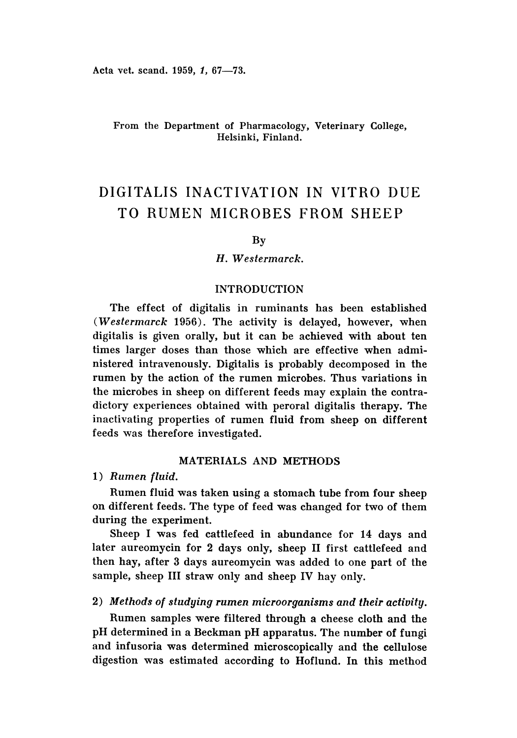Acta vet. scand. 1959, 1, 67—73.

From the Department of Pharmacology, Veterinary College, Helsinki, Finland.

# DIGITALIS INACTIVATION IN VITRO DUE TO RUMEN MICROBES FROM SHEEP

By

*H. Westermarck.*

## INTRODUCTION

The effect of digitalis in ruminants has been established (*Westermarck* 1956). The activity is delayed, however, when digitalis is given orally, but it can be achieved with about ten times larger doses than those which are effective when administered intravenously. Digitalis is probably decomposed in the rumen by the action of the rumen microbes. Thus variations in the microbes in sheep on different feeds may explain the contradictory experiences obtained with peroral digitalis therapy. The inactivating properties of rumen fluid from sheep on different feeds was therefore investigated.

## MATERIALS AND METHODS

### 1) *Rumen fluid.*

Rumen fluid was taken using a stomach tube from four sheep on different feeds. The type of feed was changed for two of them during the experiment.

Sheep I was fed cattlefeed in abundance for 14 days and later aureomycin for 2 days only, sheep II first cattlefeed and then hay, after 3 days aureomycin was added to one part of the sample, sheep III straw only and sheep IV hay only.

### 2) *Methods of studying rumen microorganisms and their activity.*

Rumen samples were filtered through a cheese cloth and the pH determined in a Beckman pH apparatus. The number of fungi and infusoria was determined microscopically and the cellulose digestion was estimated according to Hoflund. In this method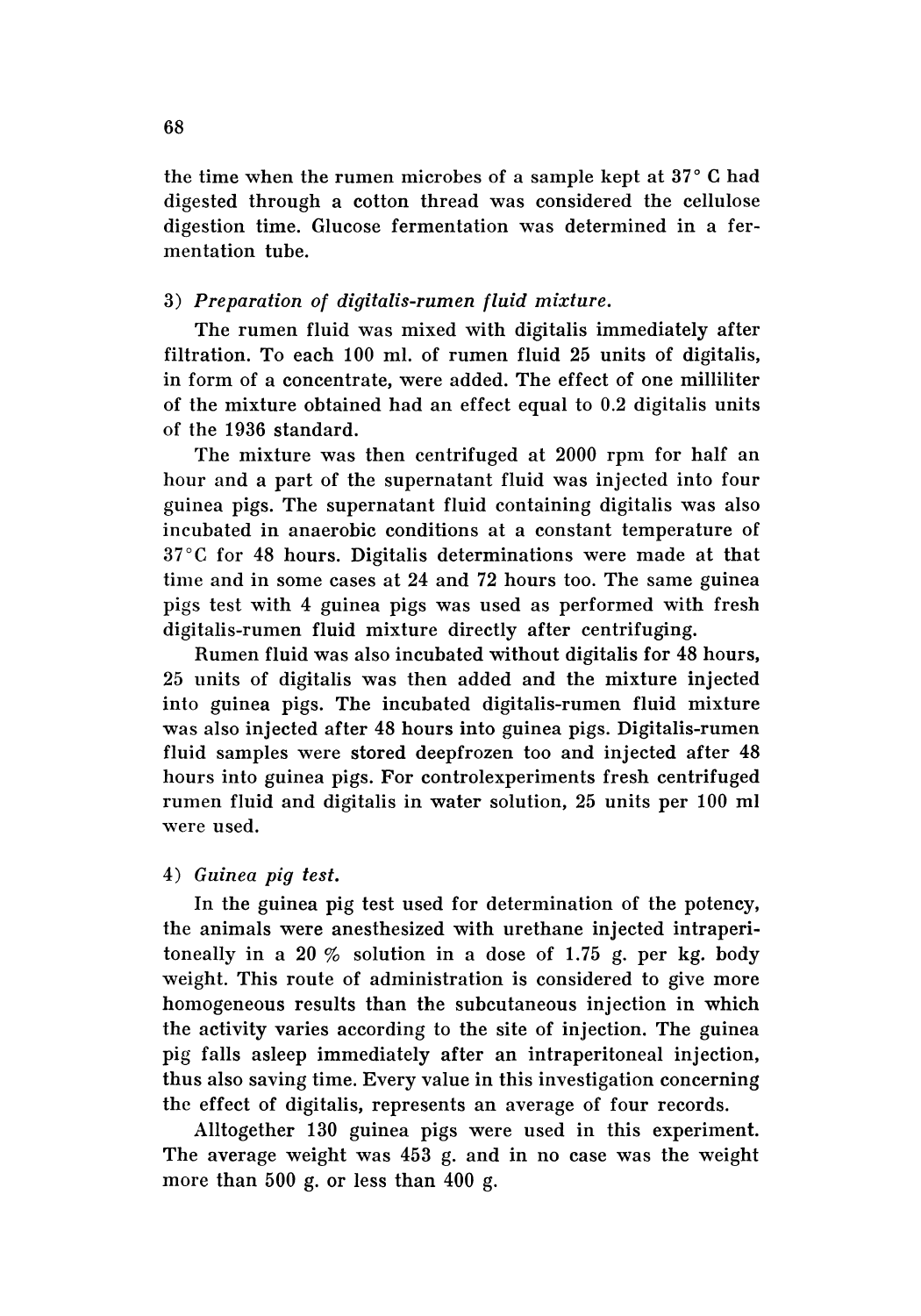the time when the rumen microbes of a sample kept at 37° C had digested through a cotton thread was considered the cellulose digestion time. Glucose fermentation was determined in a fermentation tube.

3) *Preparation of digitalis-rumen fluid mixture.*

The rumen fluid was mixed with digitalis immediately after filtration. To each 100 ml. of rumen fluid 25 units of digitalis, in form of a concentrate, were added. The effect of one milliliter of the mixture obtained had an effect equal to 0.2 digitalis units of the 1936 standard.

The mixture was then centrifuged at 2000 rpm for half an hour and a part of the supernatant fluid was injected into four guinea pigs. The supernatant fluid containing digitalis was also incubated in anaerobic conditions at a constant temperature of 37°C for 48 hours. Digitalis determinations were made at that time and in some cases at 24 and 72 hours too. The same guinea pigs test with 4 guinea pigs was used as performed with fresh digitalis-rumen fluid mixture directly after centrifuging.

Rumen fluid was also incubated without digitalis for 48 hours, 25 units of digitalis was then added and the mixture injected into guinea pigs. The incubated digitalis-rumen fluid mixture was also injected after 48 hours into guinea pigs. Digitalis-rumen fluid samples were stored deepfrozen too and injected after 48 hours into guinea pigs. For controlexperiments fresh centrifuged rumen fluid and digitalis in water solution, 25 units per 100 ml were used.

4) *Guinea pig test.*

In the guinea pig test used for determination of the potency, the animals were anesthesized with urethane injected intraperitoneally in a 20 % solution in a dose of 1.75 g. per kg. body weight. This route of administration is considered to give more homogeneous results than the subcutaneous injection in which the activity varies according to the site of injection. The guinea pig falls asleep immediately after an intraperitoneal injection, thus also saving time. Every value in this investigation concerning the effect of digitalis, represents an average of four records.

Alltogether 130 guinea pigs were used in this experiment. The average weight was 453 g. and in no case was the weight more than 500 g. or less than 400 g.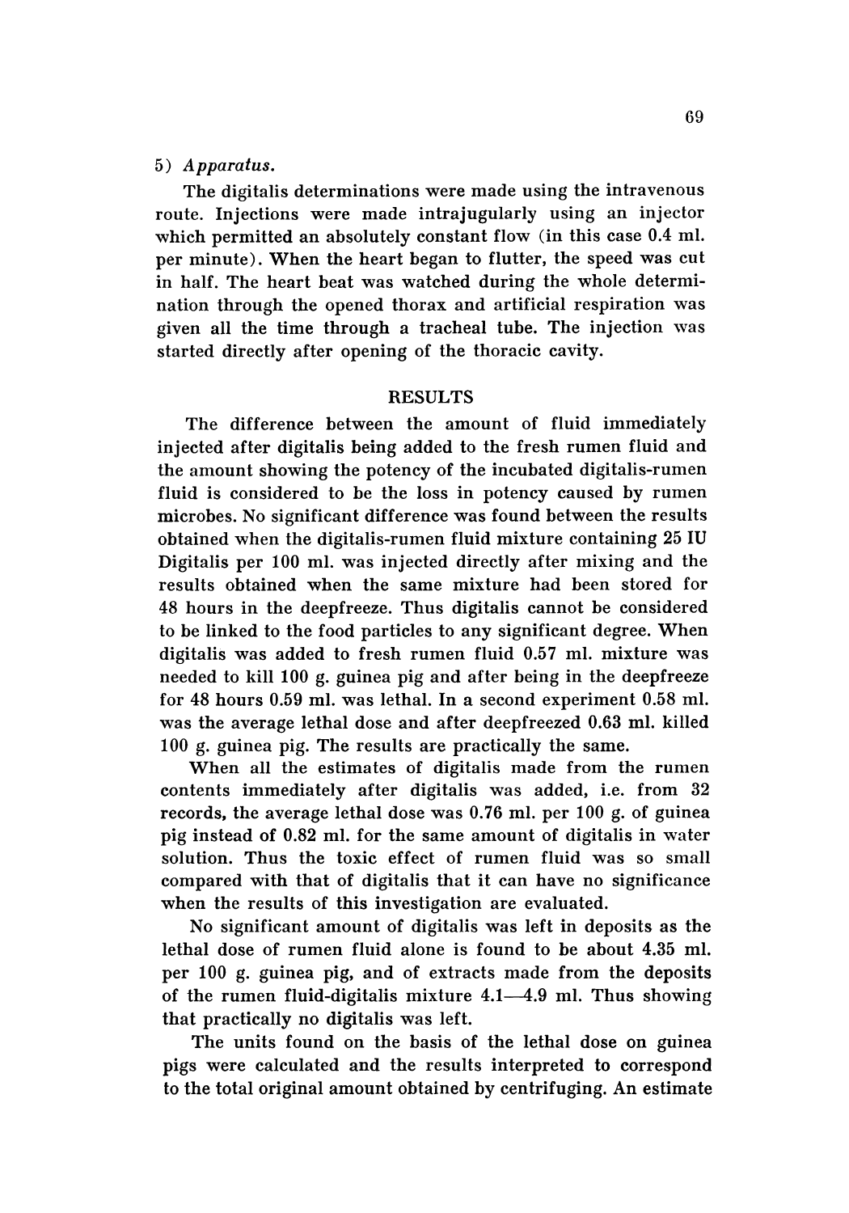5) *Apparatus.*

The digitalis determinations were made using the intravenous route. Injections were made intrajugularly using an injector which permitted an absolutely constant flow (in this case 0.4 ml. per minute). When the heart began to flutter, the speed was cut in half. The heart beat was watched during the whole determination through the opened thorax and artificial respiration was given all the time through a tracheal tube. The injection was started directly after opening of the thoracic cavity.

## RESULTS

The difference between the amount of fluid immediately injected after digitalis being added to the fresh rumen fluid and the amount showing the potency of the incubated digitalis-rumen fluid is considered to be the loss in potency caused by rumen microbes. No significant difference was found between the results obtained when the digitalis-rumen fluid mixture containing 25 IU Digitalis per 100 ml. was injected directly after mixing and the results obtained when the same mixture had been stored for 48 hours in the deepfreeze. Thus digitalis cannot be considered to be linked to the food particles to any significant degree. When digitalis was added to fresh rumen fluid 0.57 ml. mixture was needed to kill 100 g. guinea pig and after being in the deepfreeze for 48 hours 0.59 ml. was lethal. In a second experiment 0.58 ml. was the average lethal dose and after deepfreezed 0.63 ml. killed 100 g. guinea pig. The results are practically the same.

When all the estimates of digitalis made from the rumen contents immediately after digitalis was added, i.e. from 32 records, the average lethal dose was 0.76 ml. per 100 g. of guinea pig instead of 0.82 ml. for the same amount of digitalis in water solution. Thus the toxic effect of rumen fluid was so small compared with that of digitalis that it can have no significance when the results of this investigation are evaluated.

No significant amount of digitalis was left in deposits as the lethal dose of rumen fluid alone is found to be about 4.35 ml. per 100 g. guinea pig, and of extracts made from the deposits of the rumen fluid-digitalis mixture 4.1—4.9 ml. Thus showing that practically no digitalis was left.

The units found on the basis of the lethal dose on guinea pigs were calculated and the results interpreted to correspond to the total original amount obtained by centrifuging. An estimate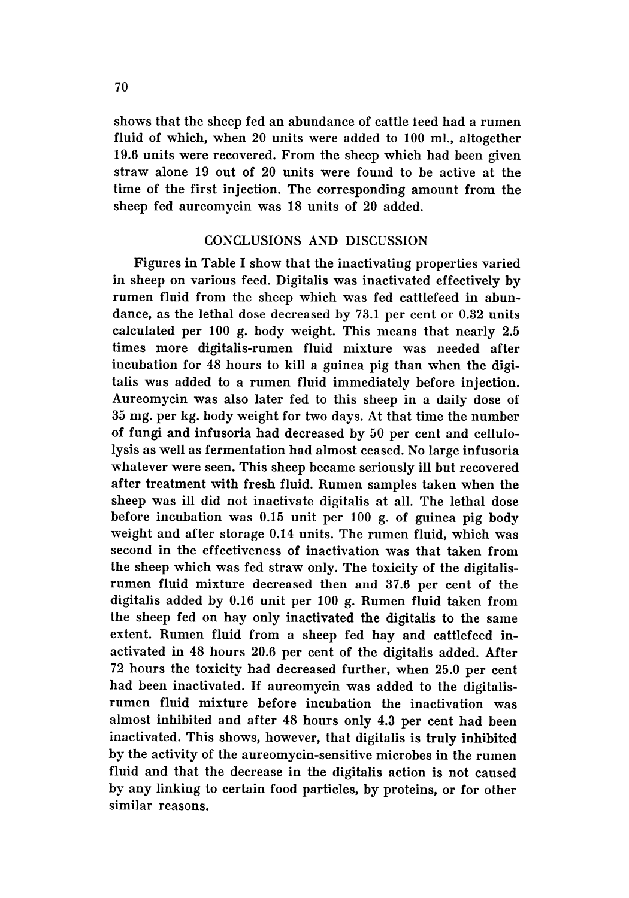shows that the sheep fed an abundance of cattle teed had a rumen fluid of which, when 20 units were added to 100 ml., altogether 19.6 units were recovered. From the sheep which had been given straw alone 19 out of 20 units were found to be active at the time of the first injection. The corresponding amount from the sheep fed aureomycin was 18 units of 20 added.

## CONCLUSIONS AND DISCUSSION

Figures in Table I show that the inactivating properties varied in sheep on various feed. Digitalis was inactivated effectively by rumen fluid from the sheep which was fed cattlefeed in abundance, as the lethal dose decreased by 73.1 per cent or 0.32 units calculated per 100 g. body weight. This means that nearly 2.5 times more digitalis-rumen fluid mixture was needed after incubation for 48 hours to kill a guinea pig than when the digitalis was added to a rumen fluid immediately before injection. Aureomycin was also later fed to this sheep in a daily dose of 35 mg. per kg. body weight for two days. At that time the number of fungi and infusoria had decreased by 50 per cent and cellulolysis as well as fermentation had almost ceased. No large infusoria whatever were seen. This sheep became seriously ill but recovered after treatment with fresh fluid. Rumen samples taken when the sheep was ill did not inactivate digitalis at all. The lethal dose before incubation was 0.15 unit per 100 g. of guinea pig body weight and after storage 0.14 units. The rumen fluid, which was second in the effectiveness of inactivation was that taken from the sheep which was fed straw only. The toxicity of the digitalis-rumen fluid mixture decreased then and 37.6 per cent of the digitalis added by 0.16 unit per 100 g. Rumen fluid taken from the sheep fed on hay only inactivated the digitalis to the same extent. Rumen fluid from a sheep fed hay and cattlefeed inactivated in 48 hours 20.6 per cent of the digitalis added. After 72 hours the toxicity had decreased further, when 25.0 per cent had been inactivated. If aureomycin was added to the digitalis-rumen fluid mixture before incubation the inactivation was almost inhibited and after 48 hours only 4.3 per cent had been inactivated. This shows, however, that digitalis is truly inhibited by the activity of the aureomycin-sensitive microbes in the rumen fluid and that the decrease in the digitalis action is not caused by any linking to certain food particles, by proteins, or for other similar reasons.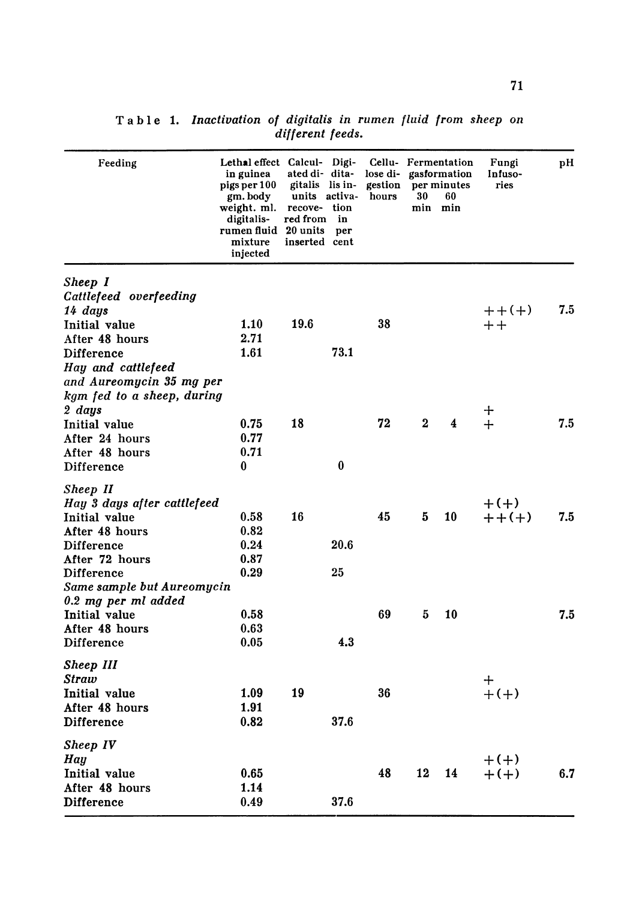Table 1. *Inactivation of digitalis in rumen fluid from sheep on different feeds.*

| Feeding | Lethal effect in guinea pigs per 100 gm. body weight. ml. digitalis-rumen fluid mixture injected | Calculated digitalis units recovered from 20 units inserted | Digitalis inactivation in per cent | Cellulose digestion hours | Fermentation gasformation per minutes 30 min | 60 min | Fungi Infusories | pH |
|---|---|---|---|---|---|---|---|---|
| ***Sheep I*** | | | | | | | | |
| *Cattlefeed overfeeding 14 days* | | | | | | | ++(+) | 7.5 |
| Initial value | 1.10 | 19.6 | | 38 | | | ++ | |
| After 48 hours | 2.71 | | | | | | | |
| Difference | 1.61 | | 73.1 | | | | | |
| *Hay and cattlefeed and Aureomycin 35 mg per kgm fed to a sheep, during 2 days* | | | | | | | + | |
| Initial value | 0.75 | 18 | | 72 | 2 | 4 | + | 7.5 |
| After 24 hours | 0.77 | | | | | | | |
| After 48 hours | 0.71 | | | | | | | |
| Difference | 0 | | 0 | | | | | |
| ***Sheep II*** | | | | | | | | |
| *Hay 3 days after cattlefeed* | | | | | | | +(+) | |
| Initial value | 0.58 | 16 | | 45 | 5 | 10 | ++(+) | 7.5 |
| After 48 hours | 0.82 | | | | | | | |
| Difference | 0.24 | | 20.6 | | | | | |
| After 72 hours | 0.87 | | | | | | | |
| Difference | 0.29 | | 25 | | | | | |
| *Same sample but Aureomycin 0.2 mg per ml added* | | | | | | | | |
| Initial value | 0.58 | | | 69 | 5 | 10 | | 7.5 |
| After 48 hours | 0.63 | | | | | | | |
| Difference | 0.05 | | 4.3 | | | | | |
| ***Sheep III*** | | | | | | | | |
| *Straw* | | | | | | | + | |
| Initial value | 1.09 | 19 | | 36 | | | +(+) | |
| After 48 hours | 1.91 | | | | | | | |
| Difference | 0.82 | | 37.6 | | | | | |
| ***Sheep IV*** | | | | | | | | |
| *Hay* | | | | | | | +(+) | |
| Initial value | 0.65 | | | 48 | 12 | 14 | +(+) | 6.7 |
| After 48 hours | 1.14 | | | | | | | |
| Difference | 0.49 | | 37.6 | | | | | |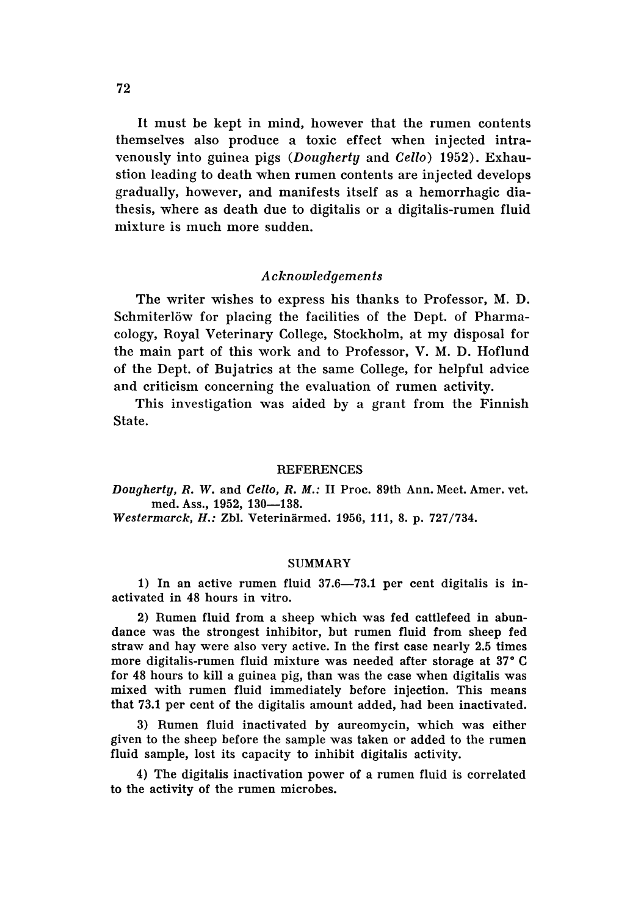It must be kept in mind, however that the rumen contents themselves also produce a toxic effect when injected intravenously into guinea pigs (*Dougherty* and *Cello*) 1952). Exhaustion leading to death when rumen contents are injected develops gradually, however, and manifests itself as a hemorrhagic diathesis, where as death due to digitalis or a digitalis-rumen fluid mixture is much more sudden.

### *Acknowledgements*

The writer wishes to express his thanks to Professor, M. D. Schmiterlöw for placing the facilities of the Dept. of Pharmacology, Royal Veterinary College, Stockholm, at my disposal for the main part of this work and to Professor, V. M. D. Hoflund of the Dept. of Bujatrics at the same College, for helpful advice and criticism concerning the evaluation of rumen activity.

This investigation was aided by a grant from the Finnish State.

## REFERENCES

*Dougherty, R. W.* and *Cello, R. M.:* II Proc. 89th Ann. Meet. Amer. vet. med. Ass., 1952, 130—138.

*Westermarck, H.:* Zbl. Veterinärmed. 1956, 111, 8. p. 727/734.

## SUMMARY

1) In an active rumen fluid 37.6—73.1 per cent digitalis is inactivated in 48 hours in vitro.

2) Rumen fluid from a sheep which was fed cattlefeed in abundance was the strongest inhibitor, but rumen fluid from sheep fed straw and hay were also very active. In the first case nearly 2.5 times more digitalis-rumen fluid mixture was needed after storage at 37° C for 48 hours to kill a guinea pig, than was the case when digitalis was mixed with rumen fluid immediately before injection. This means that 73.1 per cent of the digitalis amount added, had been inactivated.

3) Rumen fluid inactivated by aureomycin, which was either given to the sheep before the sample was taken or added to the rumen fluid sample, lost its capacity to inhibit digitalis activity.

4) The digitalis inactivation power of a rumen fluid is correlated to the activity of the rumen microbes.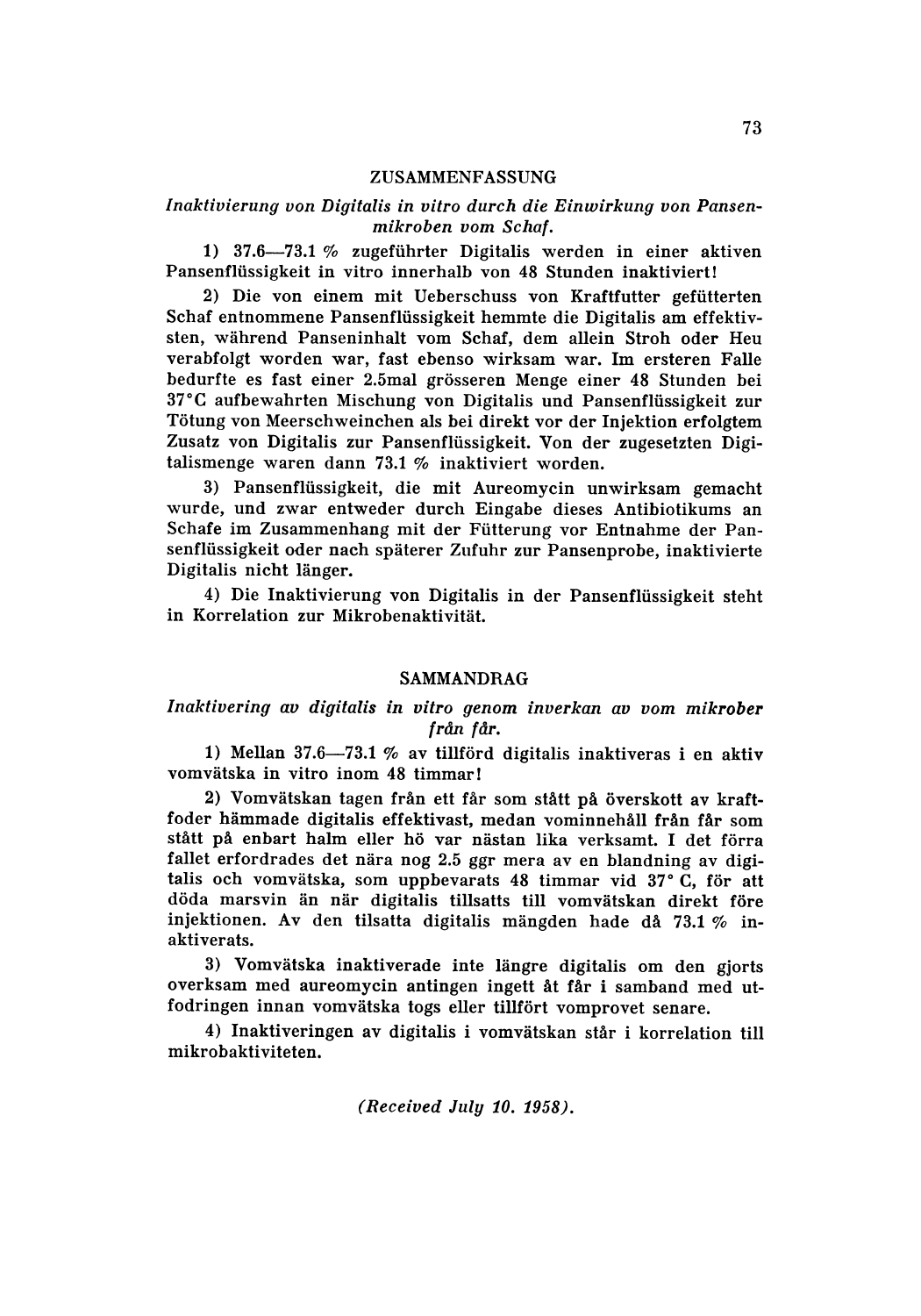## ZUSAMMENFASSUNG

*Inaktivierung von Digitalis in vitro durch die Einwirkung von Pansenmikroben vom Schaf.*

1) 37.6—73.1 % zugeführter Digitalis werden in einer aktiven Pansenflüssigkeit in vitro innerhalb von 48 Stunden inaktiviert!

2) Die von einem mit Ueberschuss von Kraftfutter gefütterten Schaf entnommene Pansenflüssigkeit hemmte die Digitalis am effektivsten, während Panseninhalt vom Schaf, dem allein Stroh oder Heu verabfolgt worden war, fast ebenso wirksam war. Im ersteren Falle bedurfte es fast einer 2.5mal grösseren Menge einer 48 Stunden bei 37°C aufbewahrten Mischung von Digitalis und Pansenflüssigkeit zur Tötung von Meerschweinchen als bei direkt vor der Injektion erfolgtem Zusatz von Digitalis zur Pansenflüssigkeit. Von der zugesetzten Digitalismenge waren dann 73.1 % inaktiviert worden.

3) Pansenflüssigkeit, die mit Aureomycin unwirksam gemacht wurde, und zwar entweder durch Eingabe dieses Antibiotikums an Schafe im Zusammenhang mit der Fütterung vor Entnahme der Pansenflüssigkeit oder nach späterer Zufuhr zur Pansenprobe, inaktivierte Digitalis nicht länger.

4) Die Inaktivierung von Digitalis in der Pansenflüssigkeit steht in Korrelation zur Mikrobenaktivität.

## SAMMANDRAG

*Inaktivering av digitalis in vitro genom inverkan av vom mikrober från får.*

1) Mellan 37.6—73.1 % av tillförd digitalis inaktiveras i en aktiv vomvätska in vitro inom 48 timmar!

2) Vomvätskan tagen från ett får som stått på överskott av kraftfoder hämmade digitalis effektivast, medan vominnehåll från får som stått på enbart halm eller hö var nästan lika verksamt. I det förra fallet erfordrades det nära nog 2.5 ggr mera av en blandning av digitalis och vomvätska, som uppbevarats 48 timmar vid 37° C, för att döda marsvin än när digitalis tillsatts till vomvätskan direkt före injektionen. Av den tilsatta digitalis mängden hade då 73.1 % inaktiverats.

3) Vomvätska inaktiverade inte längre digitalis om den gjorts overksam med aureomycin antingen ingett åt får i samband med utfodringen innan vomvätska togs eller tillfört vomprovet senare.

4) Inaktiveringen av digitalis i vomvätskan står i korrelation till mikrobaktiviteten.

*(Received July 10. 1958).*